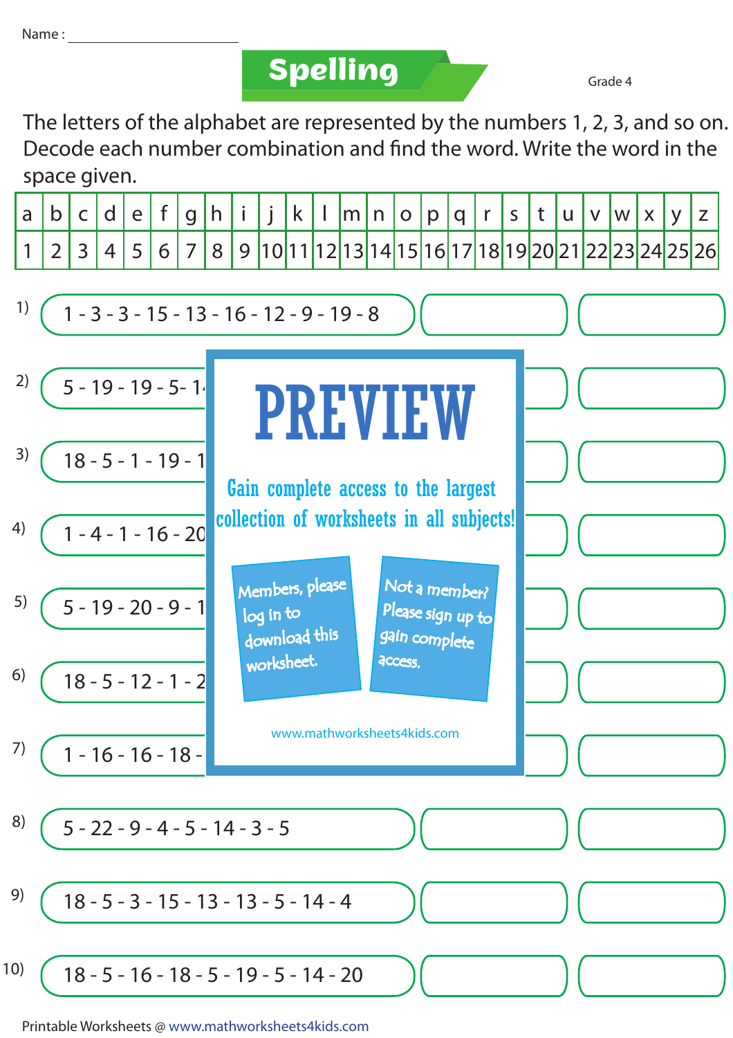Name : ____________________

# Spelling

Grade 4

The letters of the alphabet are represented by the numbers 1, 2, 3, and so on. Decode each number combination and find the word. Write the word in the space given.

| a | b | c | d | e | f | g | h | i | j | k | l | m | n | o | p | q | r | s | t | u | v | w | x | y | z |
|---|---|---|---|---|---|---|---|---|---|---|---|---|---|---|---|---|---|---|---|---|---|---|---|---|---|
| 1 | 2 | 3 | 4 | 5 | 6 | 7 | 8 | 9 | 10 | 11 | 12 | 13 | 14 | 15 | 16 | 17 | 18 | 19 | 20 | 21 | 22 | 23 | 24 | 25 | 26 |

1) 1 - 3 - 3 - 15 - 13 - 16 - 12 - 9 - 19 - 8

2) 5 - 19 - 19 - 5- 1

3) 18 - 5 - 1 - 19 - 1

4) 1 - 4 - 1 - 16 - 20

5) 5 - 19 - 20 - 9 - 1

6) 18 - 5 - 12 - 1 - 2

7) 1 - 16 - 16 - 18 -

8) 5 - 22 - 9 - 4 - 5 - 14 - 3 - 5

9) 18 - 5 - 3 - 15 - 13 - 13 - 5 - 14 - 4

10) 18 - 5 - 16 - 18 - 5 - 19 - 5 - 14 - 20

PREVIEW

Gain complete access to the largest collection of worksheets in all subjects!

Members, please log in to download this worksheet.

Not a member? Please sign up to gain complete access.

www.mathworksheets4kids.com

Printable Worksheets @ www.mathworksheets4kids.com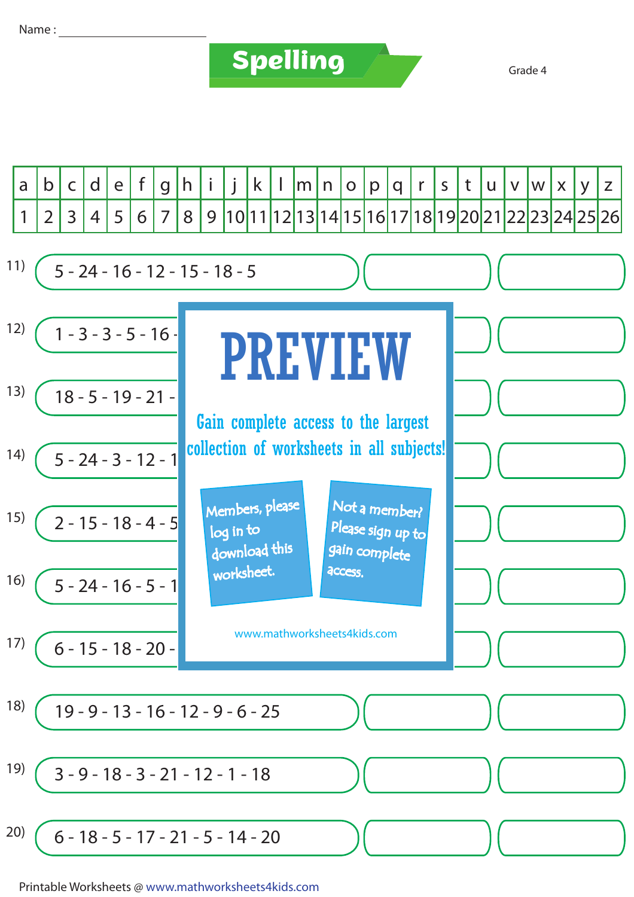Name : ____________________

# Spelling

Grade 4

| a | b | c | d | e | f | g | h | i | j | k | l | m | n | o | p | q | r | s | t | u | v | w | x | y | z |
|---|---|---|---|---|---|---|---|---|---|---|---|---|---|---|---|---|---|---|---|---|---|---|---|---|---|
| 1 | 2 | 3 | 4 | 5 | 6 | 7 | 8 | 9 | 10 | 11 | 12 | 13 | 14 | 15 | 16 | 17 | 18 | 19 | 20 | 21 | 22 | 23 | 24 | 25 | 26 |

11) 5 - 24 - 16 - 12 - 15 - 18 - 5

12) 1 - 3 - 3 - 5 - 16 -

13) 18 - 5 - 19 - 21 -

14) 5 - 24 - 3 - 12 - 1

15) 2 - 15 - 18 - 4 - 5

16) 5 - 24 - 16 - 5 - 1

17) 6 - 15 - 18 - 20 -

18) 19 - 9 - 13 - 16 - 12 - 9 - 6 - 25

19) 3 - 9 - 18 - 3 - 21 - 12 - 1 - 18

20) 6 - 18 - 5 - 17 - 21 - 5 - 14 - 20

PREVIEW

Gain complete access to the largest collection of worksheets in all subjects!

Members, please log in to download this worksheet.

Not a member? Please sign up to gain complete access.

www.mathworksheets4kids.com

Printable Worksheets @ www.mathworksheets4kids.com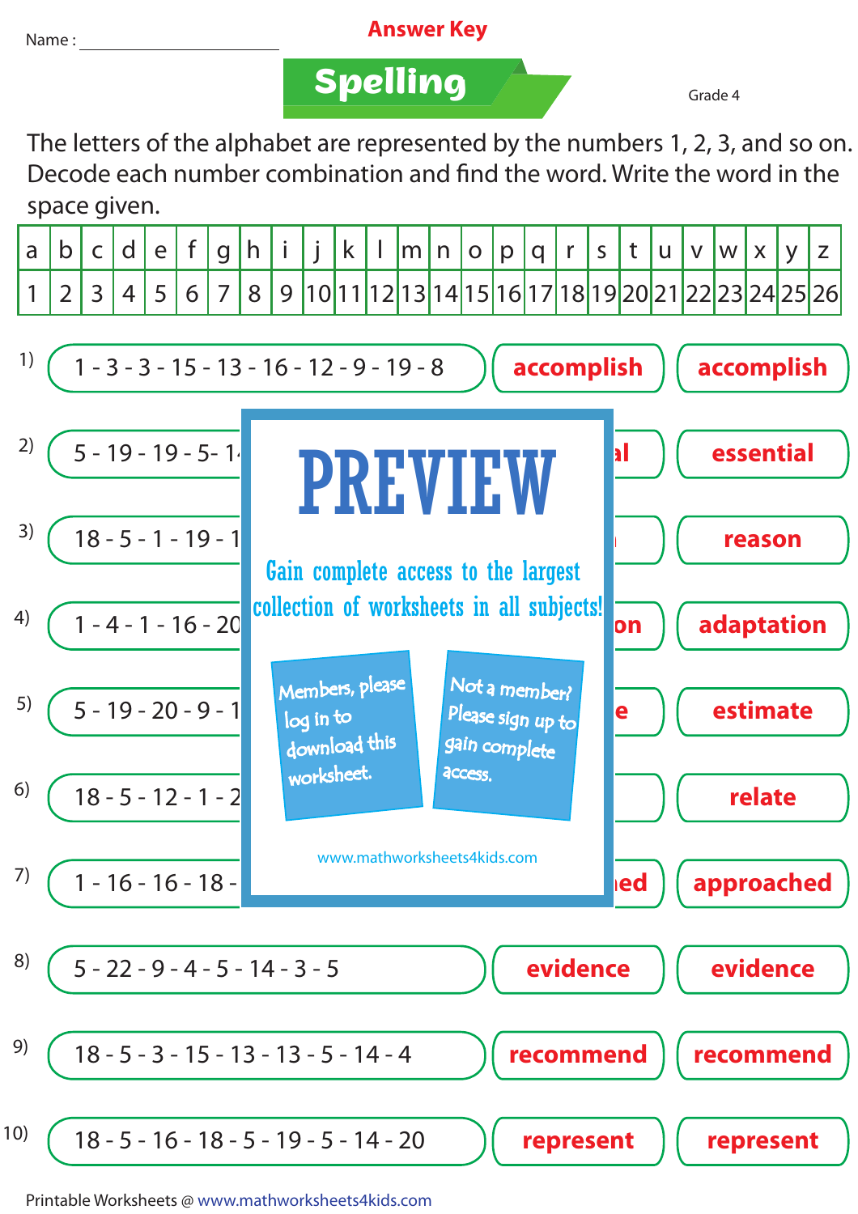Name : ____________________

**Answer Key**

# Spelling

Grade 4

The letters of the alphabet are represented by the numbers 1, 2, 3, and so on. Decode each number combination and find the word. Write the word in the space given.

| a | b | c | d | e | f | g | h | i | j | k | l | m | n | o | p | q | r | s | t | u | v | w | x | y | z |
|---|---|---|---|---|---|---|---|---|---|---|---|---|---|---|---|---|---|---|---|---|---|---|---|---|---|
| 1 | 2 | 3 | 4 | 5 | 6 | 7 | 8 | 9 | 10 | 11 | 12 | 13 | 14 | 15 | 16 | 17 | 18 | 19 | 20 | 21 | 22 | 23 | 24 | 25 | 26 |

1) 1 - 3 - 3 - 15 - 13 - 16 - 12 - 9 - 19 - 8 | **accomplish** | **accomplish**

2) 5 - 19 - 19 - 5 - 1 ... | **...al** | **essential**

3) 18 - 5 - 1 - 19 - 1 ... | | **reason**

4) 1 - 4 - 1 - 16 - 20 ... | **...on** | **adaptation**

5) 5 - 19 - 20 - 9 - 1 ... | **...e** | **estimate**

6) 18 - 5 - 12 - 1 - 2 ... | | **relate**

7) 1 - 16 - 16 - 18 - ... | **...ed** | **approached**

8) 5 - 22 - 9 - 4 - 5 - 14 - 3 - 5 | **evidence** | **evidence**

9) 18 - 5 - 3 - 15 - 13 - 13 - 5 - 14 - 4 | **recommend** | **recommend**

10) 18 - 5 - 16 - 18 - 5 - 19 - 5 - 14 - 20 | **represent** | **represent**

PREVIEW

Gain complete access to the largest collection of worksheets in all subjects!

Members, please log in to download this worksheet.

Not a member? Please sign up to gain complete access.

www.mathworksheets4kids.com

Printable Worksheets @ www.mathworksheets4kids.com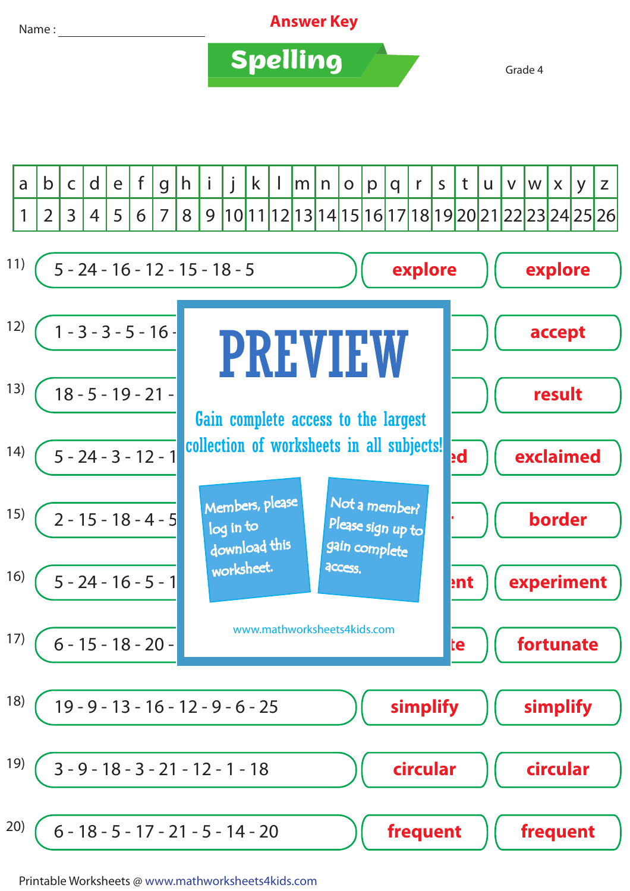Name : ____________________

**Answer Key**

# Spelling

Grade 4

| a | b | c | d | e | f | g | h | i | j | k | l | m | n | o | p | q | r | s | t | u | v | w | x | y | z |
|---|---|---|---|---|---|---|---|---|---|---|---|---|---|---|---|---|---|---|---|---|---|---|---|---|---|
| 1 | 2 | 3 | 4 | 5 | 6 | 7 | 8 | 9 | 10 | 11 | 12 | 13 | 14 | 15 | 16 | 17 | 18 | 19 | 20 | 21 | 22 | 23 | 24 | 25 | 26 |

11) 5 - 24 - 16 - 12 - 15 - 18 - 5 — **explore** — **explore**

12) 1 - 3 - 3 - 5 - 16 - … — **accept**

13) 18 - 5 - 19 - 21 - … — **result**

14) 5 - 24 - 3 - 12 - 1… — …**ed** — **exclaimed**

15) 2 - 15 - 18 - 4 - 5… — **border**

16) 5 - 24 - 16 - 5 - 1… — …**ent** — **experiment**

17) 6 - 15 - 18 - 20 - … — …**te** — **fortunate**

18) 19 - 9 - 13 - 16 - 12 - 9 - 6 - 25 — **simplify** — **simplify**

19) 3 - 9 - 18 - 3 - 21 - 12 - 1 - 18 — **circular** — **circular**

20) 6 - 18 - 5 - 17 - 21 - 5 - 14 - 20 — **frequent** — **frequent**

PREVIEW

Gain complete access to the largest collection of worksheets in all subjects!

Members, please log in to download this worksheet.

Not a member? Please sign up to gain complete access.

www.mathworksheets4kids.com

Printable Worksheets @ www.mathworksheets4kids.com